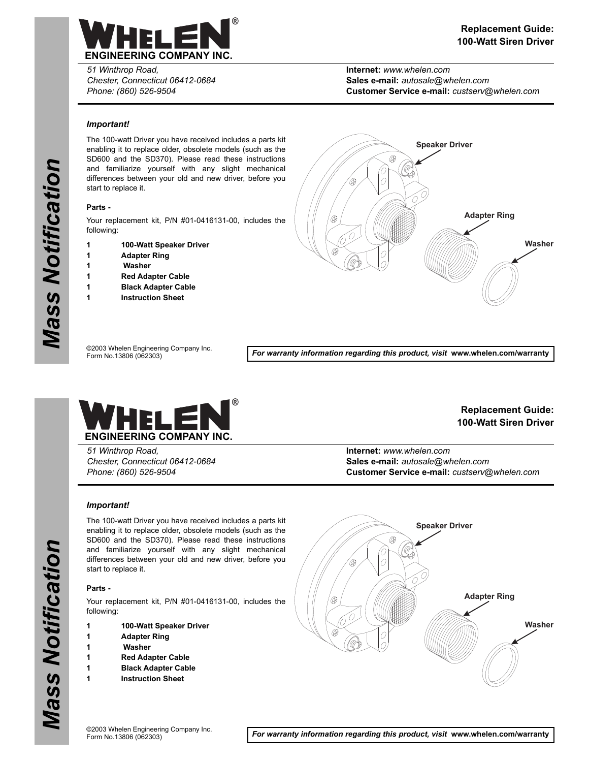# WHELEN® ENGINEERING COMPANY INC.

## Replacement Guide: 100-Watt Siren Driver

*51 Winthrop Road,*
*Chester, Connecticut 06412-0684*
*Phone: (860) 526-9504*

**Internet:** *www.whelen.com*
**Sales e-mail:** *autosale@whelen.com*
**Customer Service e-mail:** *custserv@whelen.com*

*Mass Notification*

***Important!***

The 100-watt Driver you have received includes a parts kit enabling it to replace older, obsolete models (such as the SD600 and the SD370). Please read these instructions and familiarize yourself with any slight mechanical differences between your old and new driver, before you start to replace it.

**Parts -**

Your replacement kit, P/N #01-0416131-00, includes the following:

| | |
|---|---|
| 1 | **100-Watt Speaker Driver** |
| 1 | **Adapter Ring** |
| 1 | **Washer** |
| 1 | **Red Adapter Cable** |
| 1 | **Black Adapter Cable** |
| 1 | **Instruction Sheet** |

©2003 Whelen Engineering Company Inc.
Form No.13806 (062303)

***For warranty information regarding this product, visit*** **www.whelen.com/warranty**

# WHELEN® ENGINEERING COMPANY INC.

## Replacement Guide: 100-Watt Siren Driver

*51 Winthrop Road,*
*Chester, Connecticut 06412-0684*
*Phone: (860) 526-9504*

**Internet:** *www.whelen.com*
**Sales e-mail:** *autosale@whelen.com*
**Customer Service e-mail:** *custserv@whelen.com*

*Mass Notification*

***Important!***

The 100-watt Driver you have received includes a parts kit enabling it to replace older, obsolete models (such as the SD600 and the SD370). Please read these instructions and familiarize yourself with any slight mechanical differences between your old and new driver, before you start to replace it.

**Parts -**

Your replacement kit, P/N #01-0416131-00, includes the following:

| | |
|---|---|
| 1 | **100-Watt Speaker Driver** |
| 1 | **Adapter Ring** |
| 1 | **Washer** |
| 1 | **Red Adapter Cable** |
| 1 | **Black Adapter Cable** |
| 1 | **Instruction Sheet** |

©2003 Whelen Engineering Company Inc.
Form No.13806 (062303)

***For warranty information regarding this product, visit*** **www.whelen.com/warranty**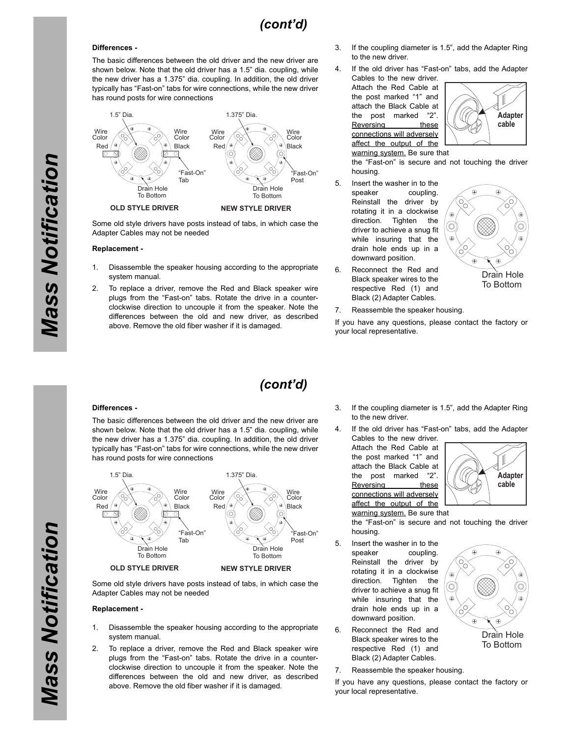# (cont'd)

**Differences -**

The basic differences between the old driver and the new driver are shown below. Note that the old driver has a 1.5" dia. coupling, while the new driver has a 1.375" dia. coupling. In addition, the old driver typically has "Fast-on" tabs for wire connections, while the new driver has round posts for wire connections

1.5" Dia.
Wire Color Red
Wire Color Black
"Fast-On" Tab
Drain Hole To Bottom
**OLD STYLE DRIVER**

1.375" Dia.
Wire Color Red
Wire Color Black
"Fast-On" Post
Drain Hole To Bottom
**NEW STYLE DRIVER**

Some old style drivers have posts instead of tabs, in which case the Adapter Cables may not be needed

**Replacement -**

1. Disassemble the speaker housing according to the appropriate system manual.
2. To replace a driver, remove the Red and Black speaker wire plugs from the "Fast-on" tabs. Rotate the drive in a counter-clockwise direction to uncouple it from the speaker. Note the differences between the old and new driver, as described above. Remove the old fiber washer if it is damaged.
3. If the coupling diameter is 1.5", add the Adapter Ring to the new driver.
4. If the old driver has "Fast-on" tabs, add the Adapter Cables to the new driver. Attach the Red Cable at the post marked "1" and attach the Black Cable at the post marked "2". Reversing these connections will adversely affect the output of the warning system. Be sure that the "Fast-on" is secure and not touching the driver housing.

   **Adapter cable**

5. Insert the washer in to the speaker coupling. Reinstall the driver by rotating it in a clockwise direction. Tighten the driver to achieve a snug fit while insuring that the drain hole ends up in a downward position.
6. Reconnect the Red and Black speaker wires to the respective Red (1) and Black (2) Adapter Cables.

   Drain Hole To Bottom

7. Reassemble the speaker housing.

If you have any questions, please contact the factory or your local representative.

# (cont'd)

**Differences -**

The basic differences between the old driver and the new driver are shown below. Note that the old driver has a 1.5" dia. coupling, while the new driver has a 1.375" dia. coupling. In addition, the old driver typically has "Fast-on" tabs for wire connections, while the new driver has round posts for wire connections

1.5" Dia.
Wire Color Red
Wire Color Black
"Fast-On" Tab
Drain Hole To Bottom
**OLD STYLE DRIVER**

1.375" Dia.
Wire Color Red
Wire Color Black
"Fast-On" Post
Drain Hole To Bottom
**NEW STYLE DRIVER**

Some old style drivers have posts instead of tabs, in which case the Adapter Cables may not be needed

**Replacement -**

1. Disassemble the speaker housing according to the appropriate system manual.
2. To replace a driver, remove the Red and Black speaker wire plugs from the "Fast-on" tabs. Rotate the drive in a counter-clockwise direction to uncouple it from the speaker. Note the differences between the old and new driver, as described above. Remove the old fiber washer if it is damaged.
3. If the coupling diameter is 1.5", add the Adapter Ring to the new driver.
4. If the old driver has "Fast-on" tabs, add the Adapter Cables to the new driver. Attach the Red Cable at the post marked "1" and attach the Black Cable at the post marked "2". Reversing these connections will adversely affect the output of the warning system. Be sure that the "Fast-on" is secure and not touching the driver housing.

   **Adapter cable**

5. Insert the washer in to the speaker coupling. Reinstall the driver by rotating it in a clockwise direction. Tighten the driver to achieve a snug fit while insuring that the drain hole ends up in a downward position.
6. Reconnect the Red and Black speaker wires to the respective Red (1) and Black (2) Adapter Cables.

   Drain Hole To Bottom

7. Reassemble the speaker housing.

If you have any questions, please contact the factory or your local representative.